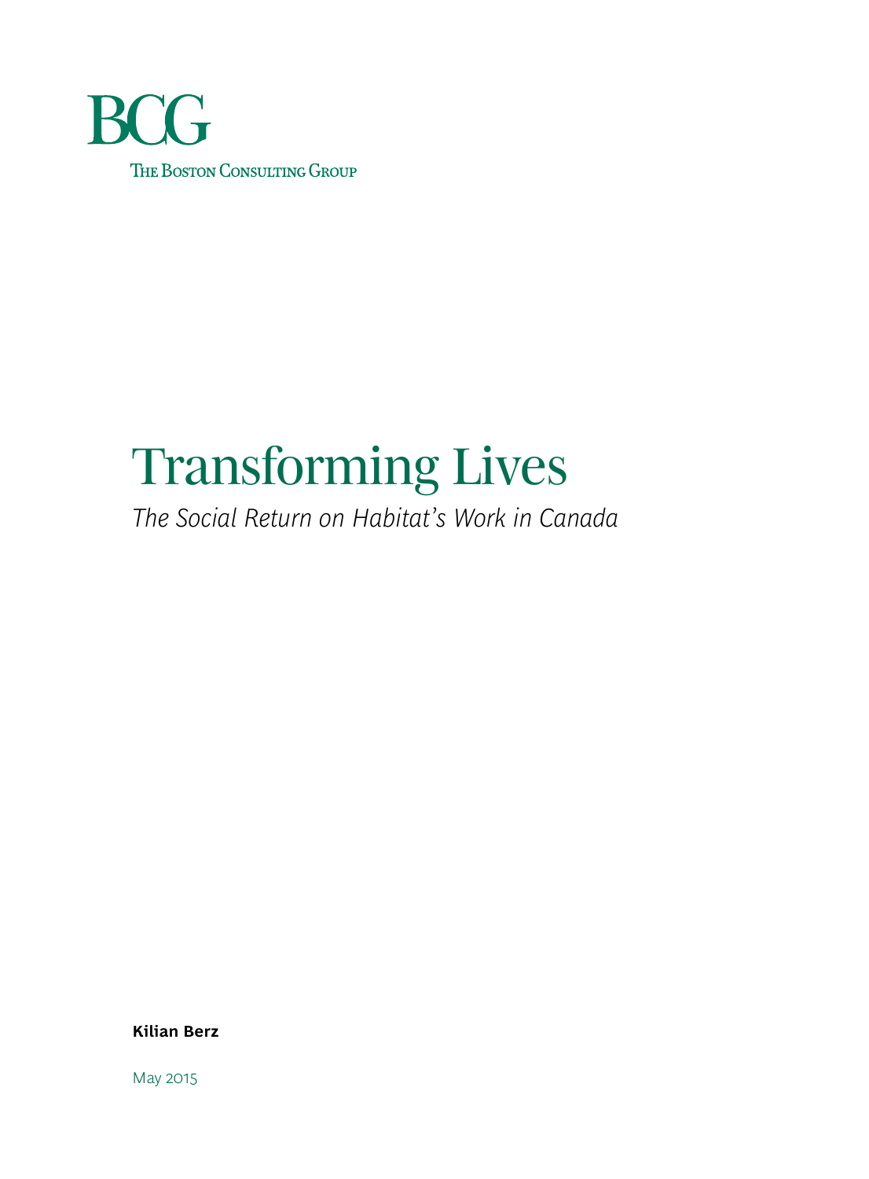BCG

The Boston Consulting Group

# Transforming Lives

*The Social Return on Habitat's Work in Canada*

**Kilian Berz**

May 2015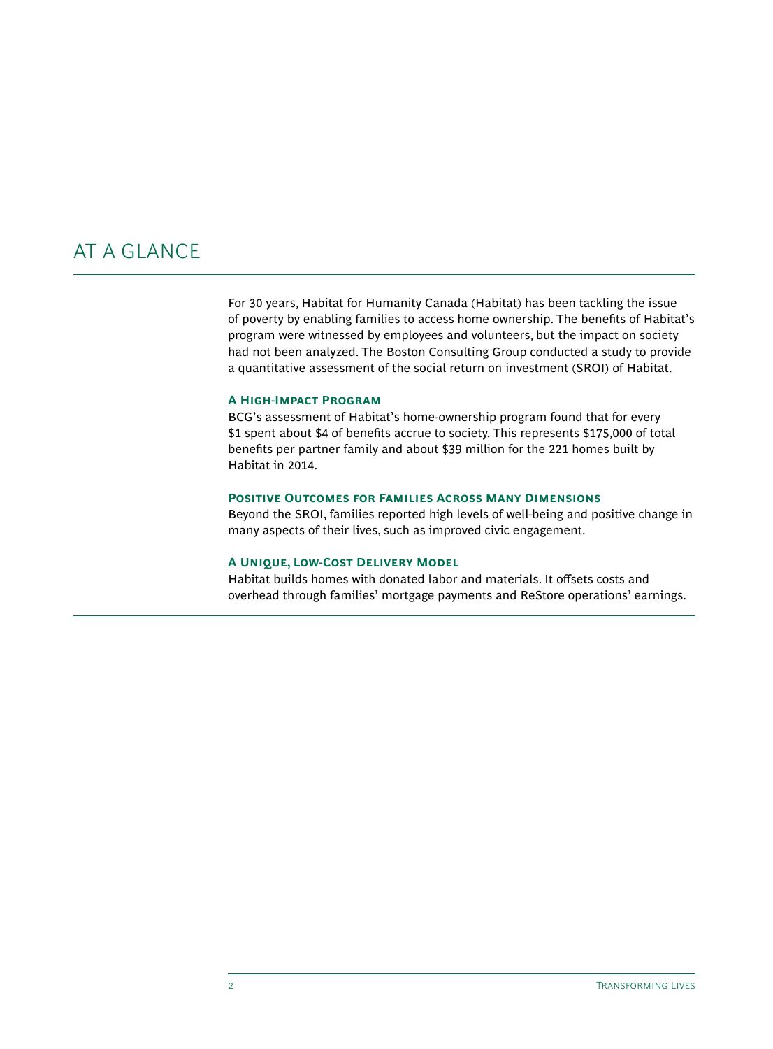# AT A GLANCE

For 30 years, Habitat for Humanity Canada (Habitat) has been tackling the issue of poverty by enabling families to access home ownership. The benefits of Habitat's program were witnessed by employees and volunteers, but the impact on society had not been analyzed. The Boston Consulting Group conducted a study to provide a quantitative assessment of the social return on investment (SROI) of Habitat.

### A High-Impact Program

BCG's assessment of Habitat's home-ownership program found that for every $1 spent about $4 of benefits accrue to society. This represents $175,000 of total benefits per partner family and about $39 million for the 221 homes built by Habitat in 2014.

### Positive Outcomes for Families Across Many Dimensions

Beyond the SROI, families reported high levels of well-being and positive change in many aspects of their lives, such as improved civic engagement.

### A Unique, Low-Cost Delivery Model

Habitat builds homes with donated labor and materials. It offsets costs and overhead through families' mortgage payments and ReStore operations' earnings.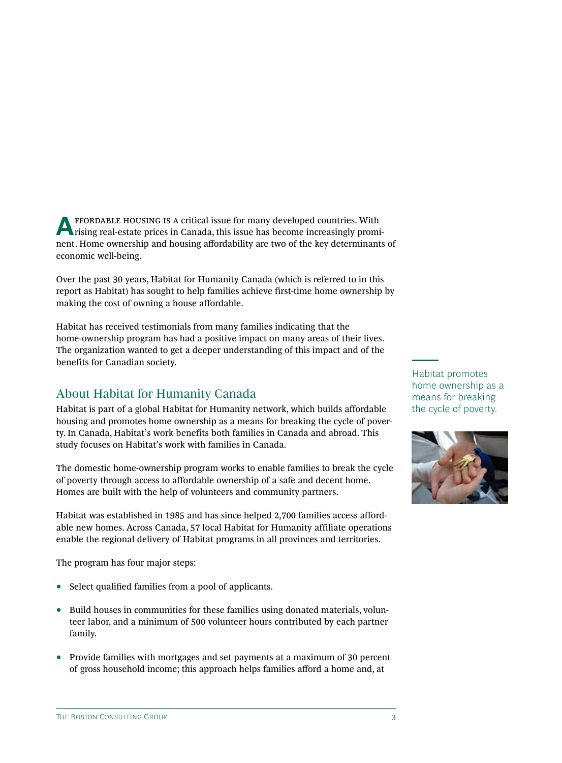Affordable housing is a critical issue for many developed countries. With rising real-estate prices in Canada, this issue has become increasingly prominent. Home ownership and housing affordability are two of the key determinants of economic well-being.

Over the past 30 years, Habitat for Humanity Canada (which is referred to in this report as Habitat) has sought to help families achieve first-time home ownership by making the cost of owning a house affordable.

Habitat has received testimonials from many families indicating that the home-ownership program has had a positive impact on many areas of their lives. The organization wanted to get a deeper understanding of this impact and of the benefits for Canadian society.

Habitat promotes home ownership as a means for breaking the cycle of poverty.

## About Habitat for Humanity Canada

Habitat is part of a global Habitat for Humanity network, which builds affordable housing and promotes home ownership as a means for breaking the cycle of poverty. In Canada, Habitat's work benefits both families in Canada and abroad. This study focuses on Habitat's work with families in Canada.

The domestic home-ownership program works to enable families to break the cycle of poverty through access to affordable ownership of a safe and decent home. Homes are built with the help of volunteers and community partners.

Habitat was established in 1985 and has since helped 2,700 families access affordable new homes. Across Canada, 57 local Habitat for Humanity affiliate operations enable the regional delivery of Habitat programs in all provinces and territories.

The program has four major steps:

- Select qualified families from a pool of applicants.
- Build houses in communities for these families using donated materials, volunteer labor, and a minimum of 500 volunteer hours contributed by each partner family.
- Provide families with mortgages and set payments at a maximum of 30 percent of gross household income; this approach helps families afford a home and, at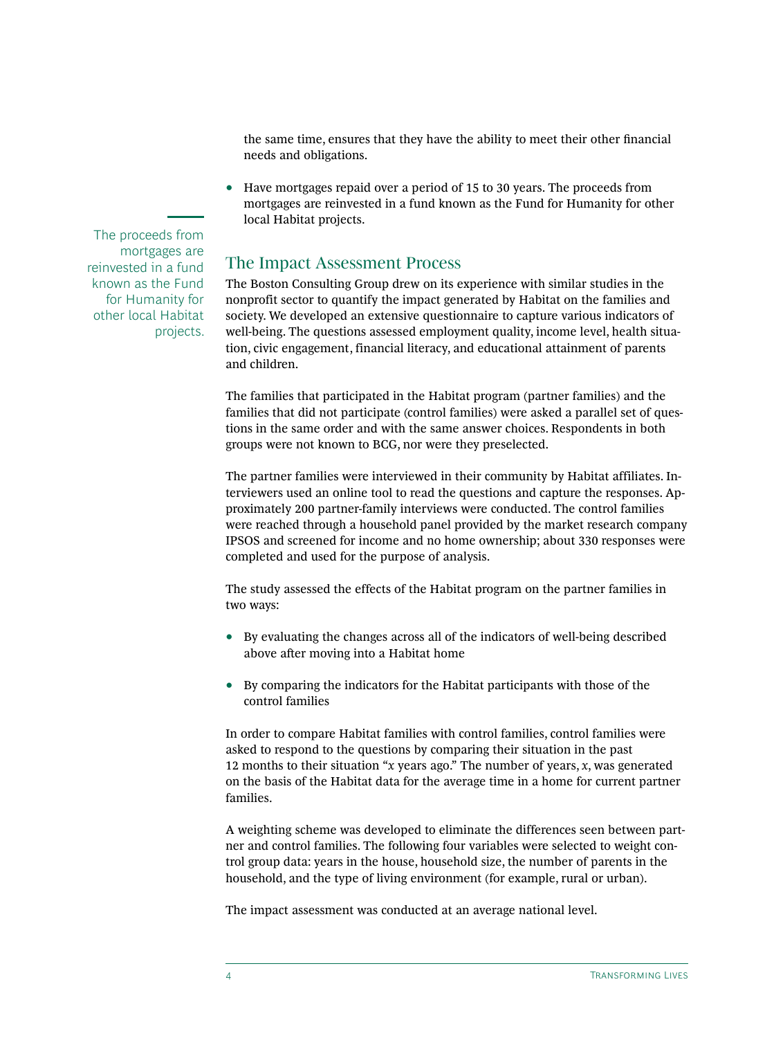the same time, ensures that they have the ability to meet their other financial needs and obligations.

- Have mortgages repaid over a period of 15 to 30 years. The proceeds from mortgages are reinvested in a fund known as the Fund for Humanity for other local Habitat projects.

The proceeds from mortgages are reinvested in a fund known as the Fund for Humanity for other local Habitat projects.

## The Impact Assessment Process

The Boston Consulting Group drew on its experience with similar studies in the nonprofit sector to quantify the impact generated by Habitat on the families and society. We developed an extensive questionnaire to capture various indicators of well-being. The questions assessed employment quality, income level, health situation, civic engagement, financial literacy, and educational attainment of parents and children.

The families that participated in the Habitat program (partner families) and the families that did not participate (control families) were asked a parallel set of questions in the same order and with the same answer choices. Respondents in both groups were not known to BCG, nor were they preselected.

The partner families were interviewed in their community by Habitat affiliates. Interviewers used an online tool to read the questions and capture the responses. Approximately 200 partner-family interviews were conducted. The control families were reached through a household panel provided by the market research company IPSOS and screened for income and no home ownership; about 330 responses were completed and used for the purpose of analysis.

The study assessed the effects of the Habitat program on the partner families in two ways:

- By evaluating the changes across all of the indicators of well-being described above after moving into a Habitat home
- By comparing the indicators for the Habitat participants with those of the control families

In order to compare Habitat families with control families, control families were asked to respond to the questions by comparing their situation in the past 12 months to their situation "*x* years ago." The number of years, *x*, was generated on the basis of the Habitat data for the average time in a home for current partner families.

A weighting scheme was developed to eliminate the differences seen between partner and control families. The following four variables were selected to weight control group data: years in the house, household size, the number of parents in the household, and the type of living environment (for example, rural or urban).

The impact assessment was conducted at an average national level.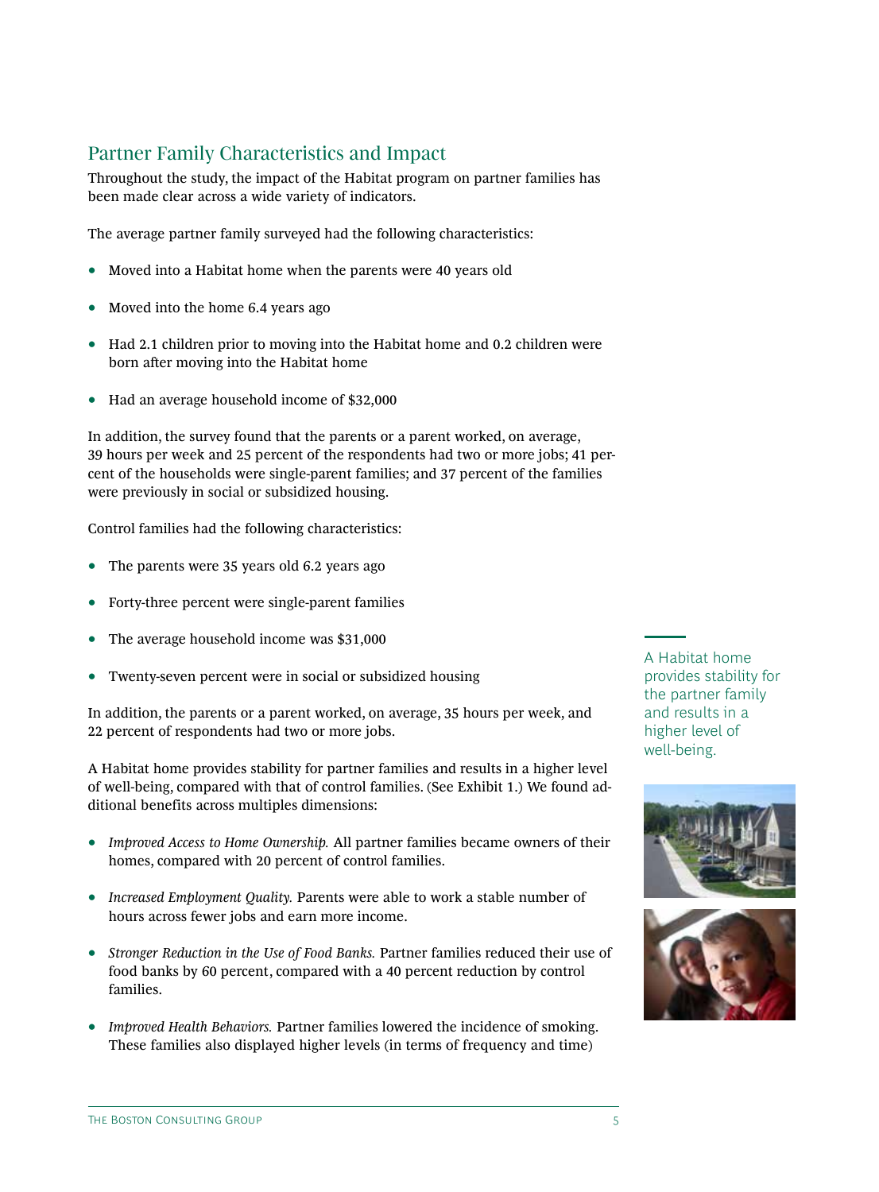## Partner Family Characteristics and Impact

Throughout the study, the impact of the Habitat program on partner families has been made clear across a wide variety of indicators.

The average partner family surveyed had the following characteristics:

- Moved into a Habitat home when the parents were 40 years old
- Moved into the home 6.4 years ago
- Had 2.1 children prior to moving into the Habitat home and 0.2 children were born after moving into the Habitat home
- Had an average household income of $32,000

In addition, the survey found that the parents or a parent worked, on average, 39 hours per week and 25 percent of the respondents had two or more jobs; 41 percent of the households were single-parent families; and 37 percent of the families were previously in social or subsidized housing.

Control families had the following characteristics:

- The parents were 35 years old 6.2 years ago
- Forty-three percent were single-parent families
- The average household income was $31,000
- Twenty-seven percent were in social or subsidized housing

In addition, the parents or a parent worked, on average, 35 hours per week, and 22 percent of respondents had two or more jobs.

A Habitat home provides stability for partner families and results in a higher level of well-being, compared with that of control families. (See Exhibit 1.) We found additional benefits across multiples dimensions:

- *Improved Access to Home Ownership.* All partner families became owners of their homes, compared with 20 percent of control families.
- *Increased Employment Quality.* Parents were able to work a stable number of hours across fewer jobs and earn more income.
- *Stronger Reduction in the Use of Food Banks.* Partner families reduced their use of food banks by 60 percent, compared with a 40 percent reduction by control families.
- *Improved Health Behaviors.* Partner families lowered the incidence of smoking. These families also displayed higher levels (in terms of frequency and time)

A Habitat home provides stability for the partner family and results in a higher level of well-being.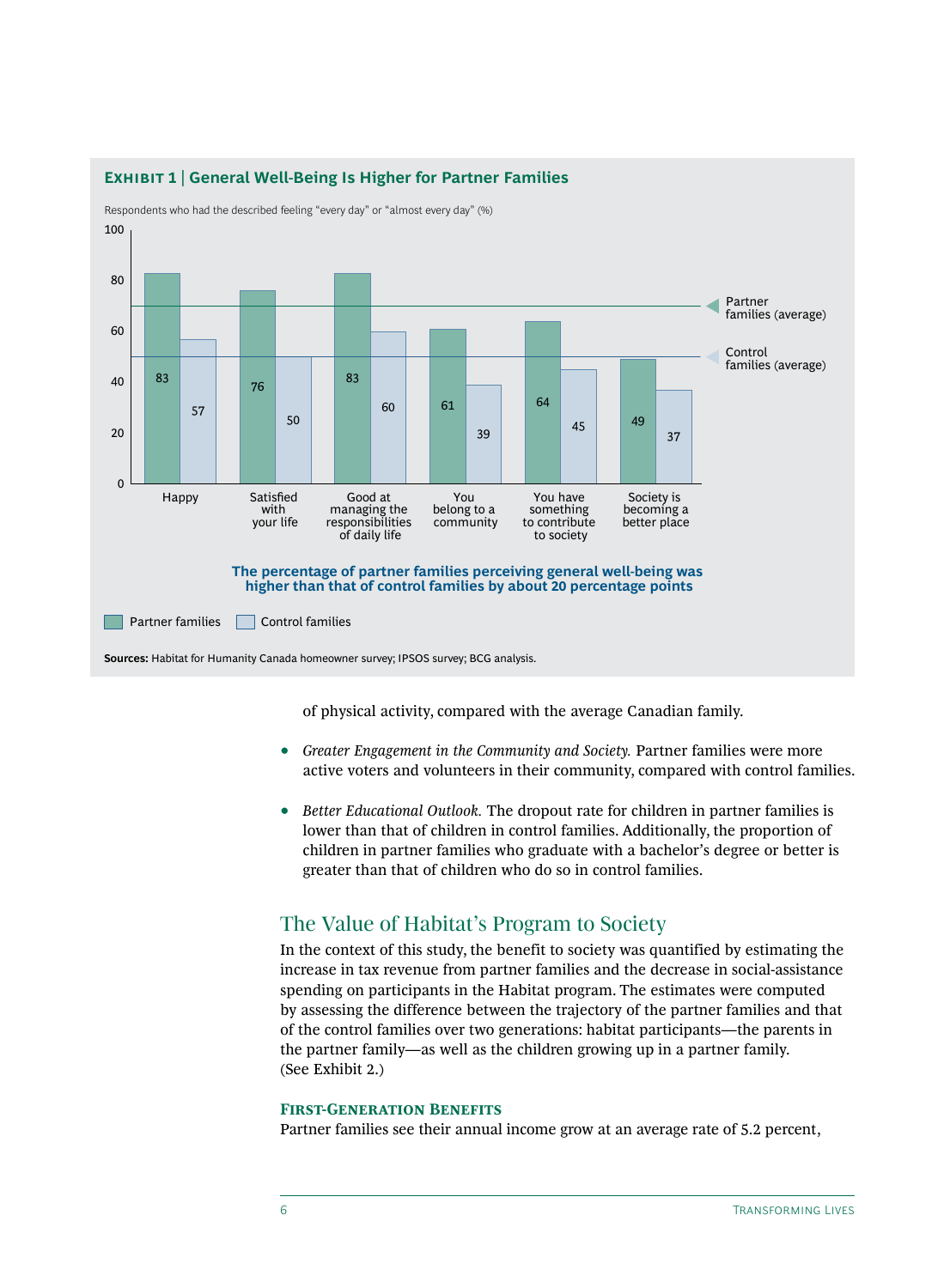**EXHIBIT 1 | General Well-Being Is Higher for Partner Families**

Respondents who had the described feeling "every day" or "almost every day" (%)

| | Partner families | Control families |
|---|---|---|
| Happy | 83 | 57 |
| Satisfied with your life | 76 | 50 |
| Good at managing the responsibilities of daily life | 83 | 60 |
| You belong to a community | 61 | 39 |
| You have something to contribute to society | 64 | 45 |
| Society is becoming a better place | 49 | 37 |

Partner families (average); Control families (average)

**The percentage of partner families perceiving general well-being was higher than that of control families by about 20 percentage points**

**Sources:** Habitat for Humanity Canada homeowner survey; IPSOS survey; BCG analysis.

of physical activity, compared with the average Canadian family.

- *Greater Engagement in the Community and Society.* Partner families were more active voters and volunteers in their community, compared with control families.

- *Better Educational Outlook.* The dropout rate for children in partner families is lower than that of children in control families. Additionally, the proportion of children in partner families who graduate with a bachelor's degree or better is greater than that of children who do so in control families.

## The Value of Habitat's Program to Society

In the context of this study, the benefit to society was quantified by estimating the increase in tax revenue from partner families and the decrease in social-assistance spending on participants in the Habitat program. The estimates were computed by assessing the difference between the trajectory of the partner families and that of the control families over two generations: habitat participants—the parents in the partner family—as well as the children growing up in a partner family. (See Exhibit 2.)

### First-Generation Benefits

Partner families see their annual income grow at an average rate of 5.2 percent,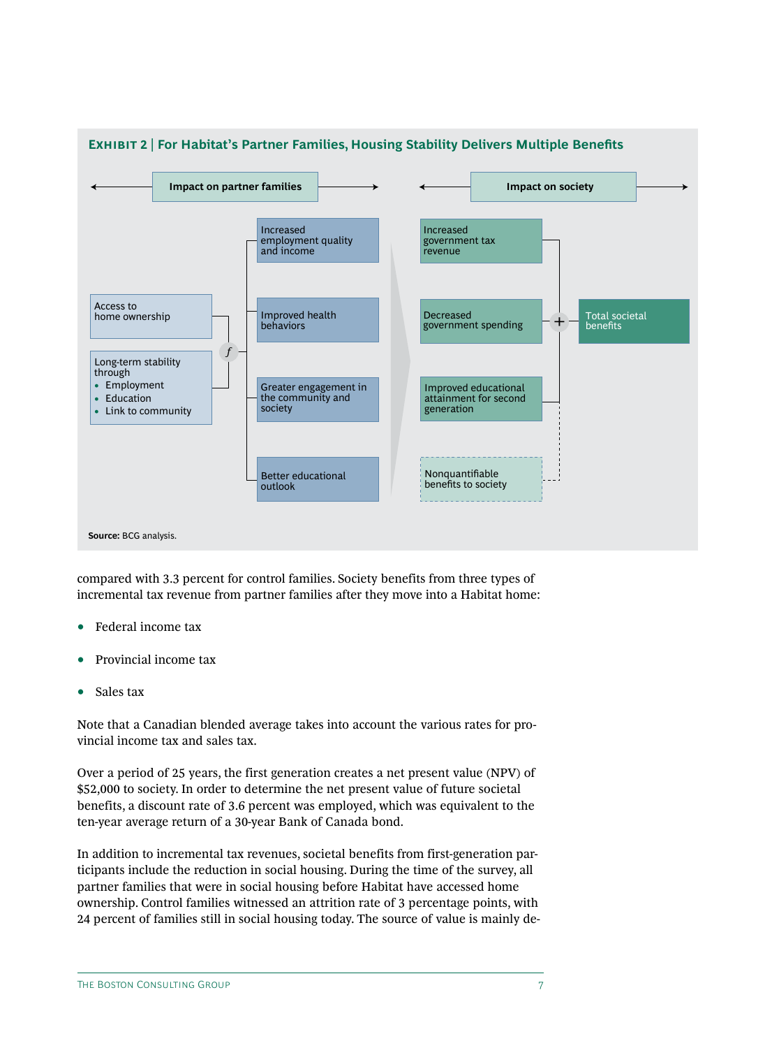**EXHIBIT 2 | For Habitat's Partner Families, Housing Stability Delivers Multiple Benefits**

Impact on partner families

Access to home ownership

Long-term stability through
- Employment
- Education
- Link to community

*f*

Increased employment quality and income

Improved health behaviors

Greater engagement in the community and society

Better educational outlook

Impact on society

Increased government tax revenue

Decreased government spending

Improved educational attainment for second generation

Nonquantifiable benefits to society

+

Total societal benefits

**Source:** BCG analysis.

compared with 3.3 percent for control families. Society benefits from three types of incremental tax revenue from partner families after they move into a Habitat home:

- Federal income tax
- Provincial income tax
- Sales tax

Note that a Canadian blended average takes into account the various rates for provincial income tax and sales tax.

Over a period of 25 years, the first generation creates a net present value (NPV) of $52,000 to society. In order to determine the net present value of future societal benefits, a discount rate of 3.6 percent was employed, which was equivalent to the ten-year average return of a 30-year Bank of Canada bond.

In addition to incremental tax revenues, societal benefits from first-generation participants include the reduction in social housing. During the time of the survey, all partner families that were in social housing before Habitat have accessed home ownership. Control families witnessed an attrition rate of 3 percentage points, with 24 percent of families still in social housing today. The source of value is mainly de-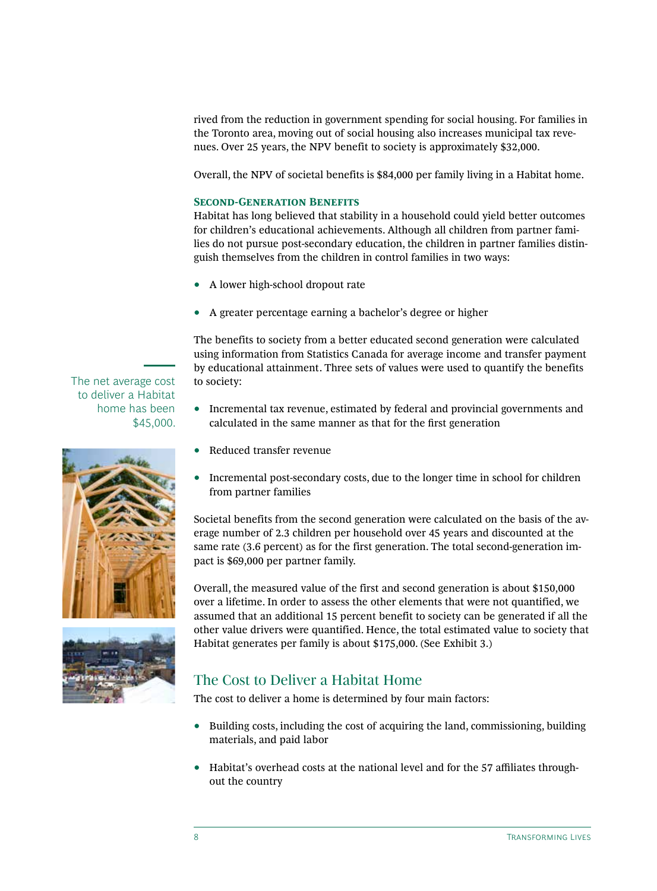rived from the reduction in government spending for social housing. For families in the Toronto area, moving out of social housing also increases municipal tax revenues. Over 25 years, the NPV benefit to society is approximately $32,000.

Overall, the NPV of societal benefits is $84,000 per family living in a Habitat home.

### Second-Generation Benefits

Habitat has long believed that stability in a household could yield better outcomes for children's educational achievements. Although all children from partner families do not pursue post-secondary education, the children in partner families distinguish themselves from the children in control families in two ways:

- A lower high-school dropout rate
- A greater percentage earning a bachelor's degree or higher

The benefits to society from a better educated second generation were calculated using information from Statistics Canada for average income and transfer payment by educational attainment. Three sets of values were used to quantify the benefits to society:

> The net average cost to deliver a Habitat home has been $45,000.

- Incremental tax revenue, estimated by federal and provincial governments and calculated in the same manner as that for the first generation
- Reduced transfer revenue
- Incremental post-secondary costs, due to the longer time in school for children from partner families

Societal benefits from the second generation were calculated on the basis of the average number of 2.3 children per household over 45 years and discounted at the same rate (3.6 percent) as for the first generation. The total second-generation impact is $69,000 per partner family.

Overall, the measured value of the first and second generation is about $150,000 over a lifetime. In order to assess the other elements that were not quantified, we assumed that an additional 15 percent benefit to society can be generated if all the other value drivers were quantified. Hence, the total estimated value to society that Habitat generates per family is about $175,000. (See Exhibit 3.)

## The Cost to Deliver a Habitat Home

The cost to deliver a home is determined by four main factors:

- Building costs, including the cost of acquiring the land, commissioning, building materials, and paid labor
- Habitat's overhead costs at the national level and for the 57 affiliates throughout the country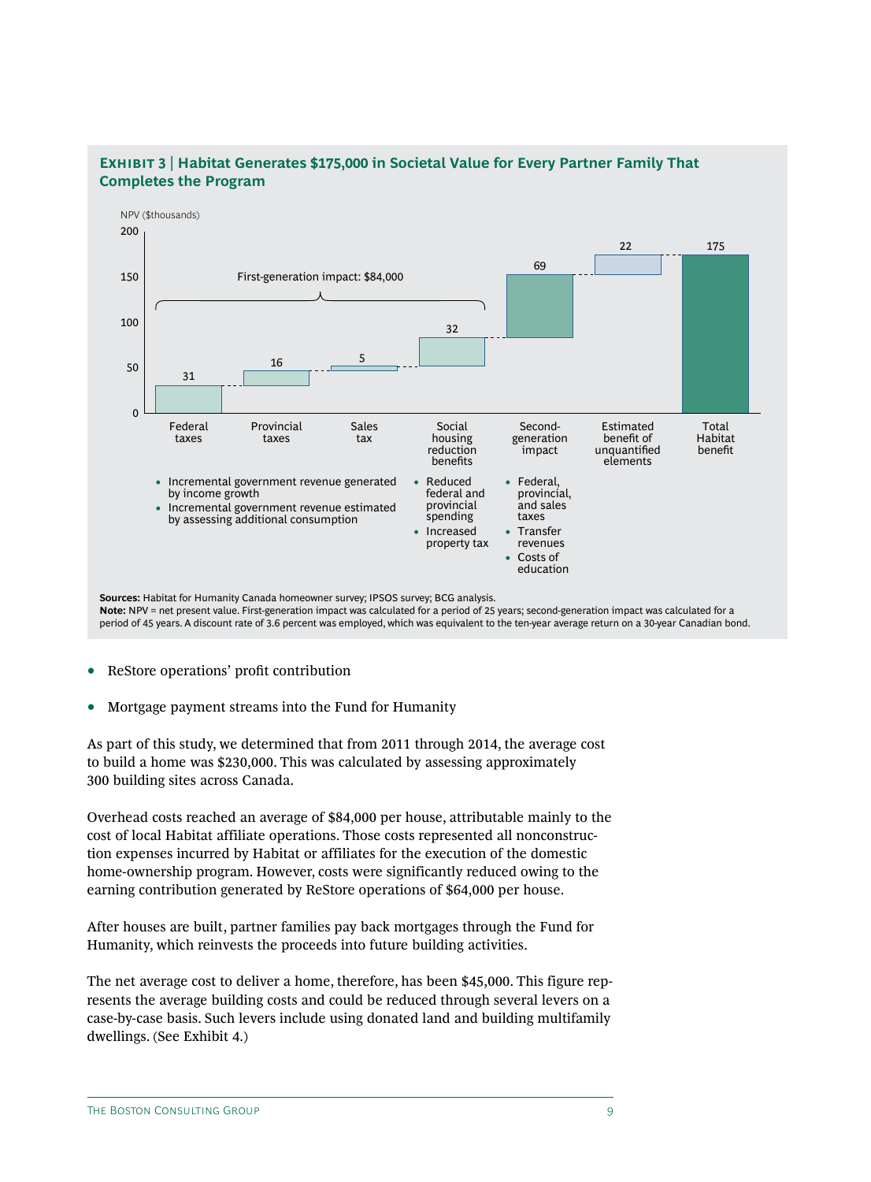**EXHIBIT 3 | Habitat Generates $175,000 in Societal Value for Every Partner Family That Completes the Program**

NPV ($thousands)

First-generation impact: $84,000

| Component | NPV ($thousands) |
|---|---|
| Federal taxes | 31 |
| Provincial taxes | 16 |
| Sales tax | 5 |
| Social housing reduction benefits | 32 |
| Second-generation impact | 69 |
| Estimated benefit of unquantified elements | 22 |
| Total Habitat benefit | 175 |

Federal taxes, provincial taxes, and sales tax:
- Incremental government revenue generated by income growth
- Incremental government revenue estimated by assessing additional consumption

Social housing reduction benefits:
- Reduced federal and provincial spending
- Increased property tax

Second-generation impact:
- Federal, provincial, and sales taxes
- Transfer revenues
- Costs of education

**Sources:** Habitat for Humanity Canada homeowner survey; IPSOS survey; BCG analysis.
**Note:** NPV = net present value. First-generation impact was calculated for a period of 25 years; second-generation impact was calculated for a period of 45 years. A discount rate of 3.6 percent was employed, which was equivalent to the ten-year average return on a 30-year Canadian bond.

- ReStore operations' profit contribution
- Mortgage payment streams into the Fund for Humanity

As part of this study, we determined that from 2011 through 2014, the average cost to build a home was $230,000. This was calculated by assessing approximately 300 building sites across Canada.

Overhead costs reached an average of $84,000 per house, attributable mainly to the cost of local Habitat affiliate operations. Those costs represented all nonconstruction expenses incurred by Habitat or affiliates for the execution of the domestic home-ownership program. However, costs were significantly reduced owing to the earning contribution generated by ReStore operations of $64,000 per house.

After houses are built, partner families pay back mortgages through the Fund for Humanity, which reinvests the proceeds into future building activities.

The net average cost to deliver a home, therefore, has been $45,000. This figure represents the average building costs and could be reduced through several levers on a case-by-case basis. Such levers include using donated land and building multifamily dwellings. (See Exhibit 4.)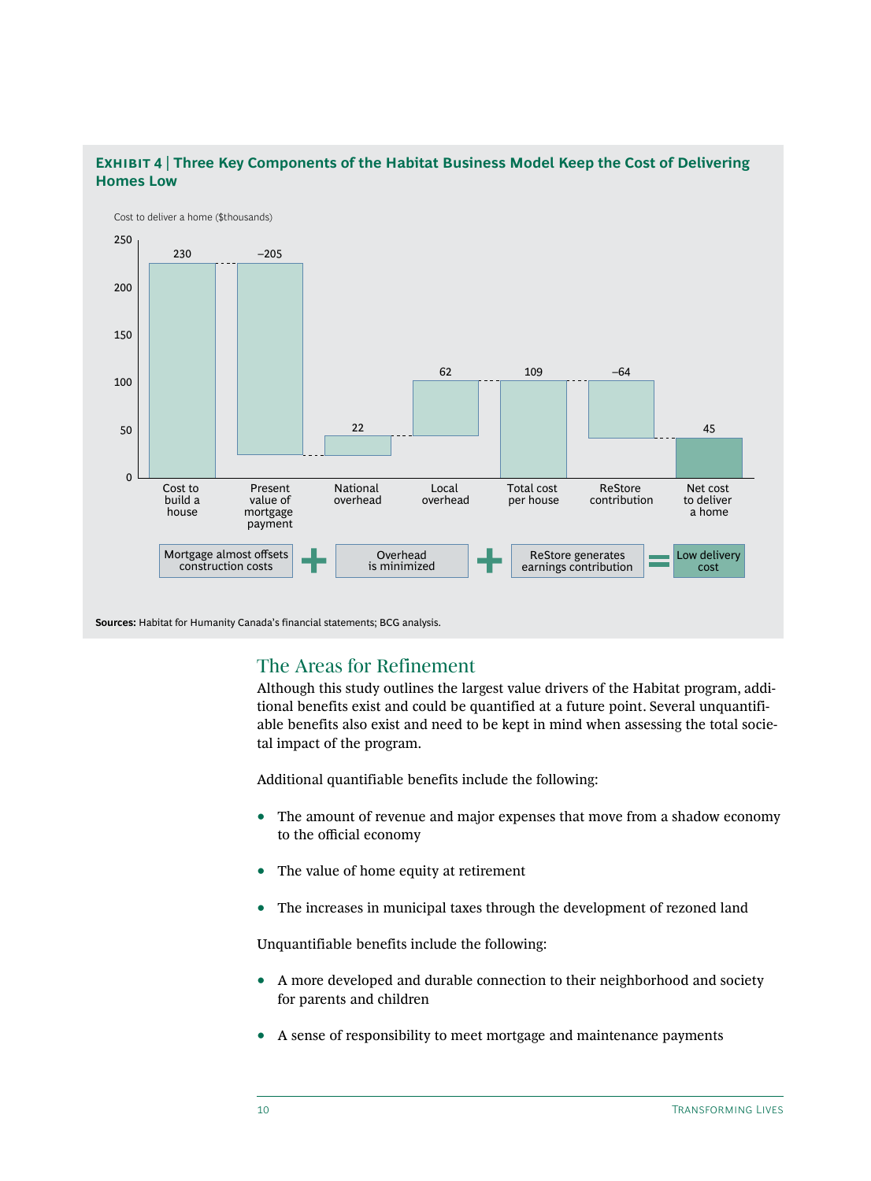**Exhibit 4 | Three Key Components of the Habitat Business Model Keep the Cost of Delivering Homes Low**

Cost to deliver a home ($thousands)

| Component | Value |
|---|---|
| Cost to build a house | 230 |
| Present value of mortgage payment | –205 |
| National overhead | 22 |
| Local overhead | 62 |
| Total cost per house | 109 |
| ReStore contribution | –64 |
| Net cost to deliver a home | 45 |

Mortgage almost offsets construction costs + Overhead is minimized + ReStore generates earnings contribution = Low delivery cost

**Sources:** Habitat for Humanity Canada's financial statements; BCG analysis.

## The Areas for Refinement

Although this study outlines the largest value drivers of the Habitat program, additional benefits exist and could be quantified at a future point. Several unquantifiable benefits also exist and need to be kept in mind when assessing the total societal impact of the program.

Additional quantifiable benefits include the following:

- The amount of revenue and major expenses that move from a shadow economy to the official economy
- The value of home equity at retirement
- The increases in municipal taxes through the development of rezoned land

Unquantifiable benefits include the following:

- A more developed and durable connection to their neighborhood and society for parents and children
- A sense of responsibility to meet mortgage and maintenance payments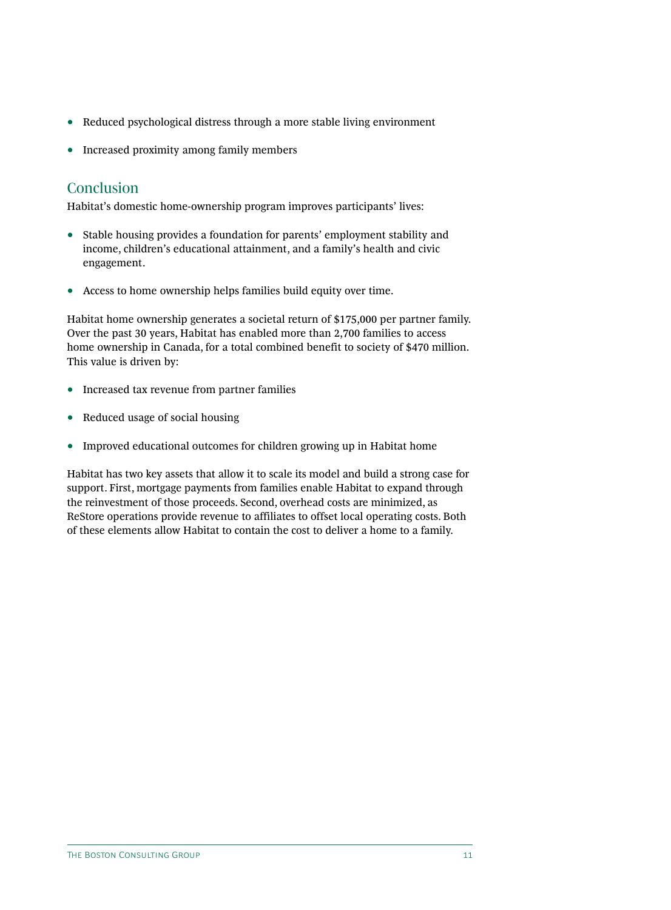- Reduced psychological distress through a more stable living environment
- Increased proximity among family members

## Conclusion

Habitat's domestic home-ownership program improves participants' lives:

- Stable housing provides a foundation for parents' employment stability and income, children's educational attainment, and a family's health and civic engagement.
- Access to home ownership helps families build equity over time.

Habitat home ownership generates a societal return of $175,000 per partner family. Over the past 30 years, Habitat has enabled more than 2,700 families to access home ownership in Canada, for a total combined benefit to society of $470 million. This value is driven by:

- Increased tax revenue from partner families
- Reduced usage of social housing
- Improved educational outcomes for children growing up in Habitat home

Habitat has two key assets that allow it to scale its model and build a strong case for support. First, mortgage payments from families enable Habitat to expand through the reinvestment of those proceeds. Second, overhead costs are minimized, as ReStore operations provide revenue to affiliates to offset local operating costs. Both of these elements allow Habitat to contain the cost to deliver a home to a family.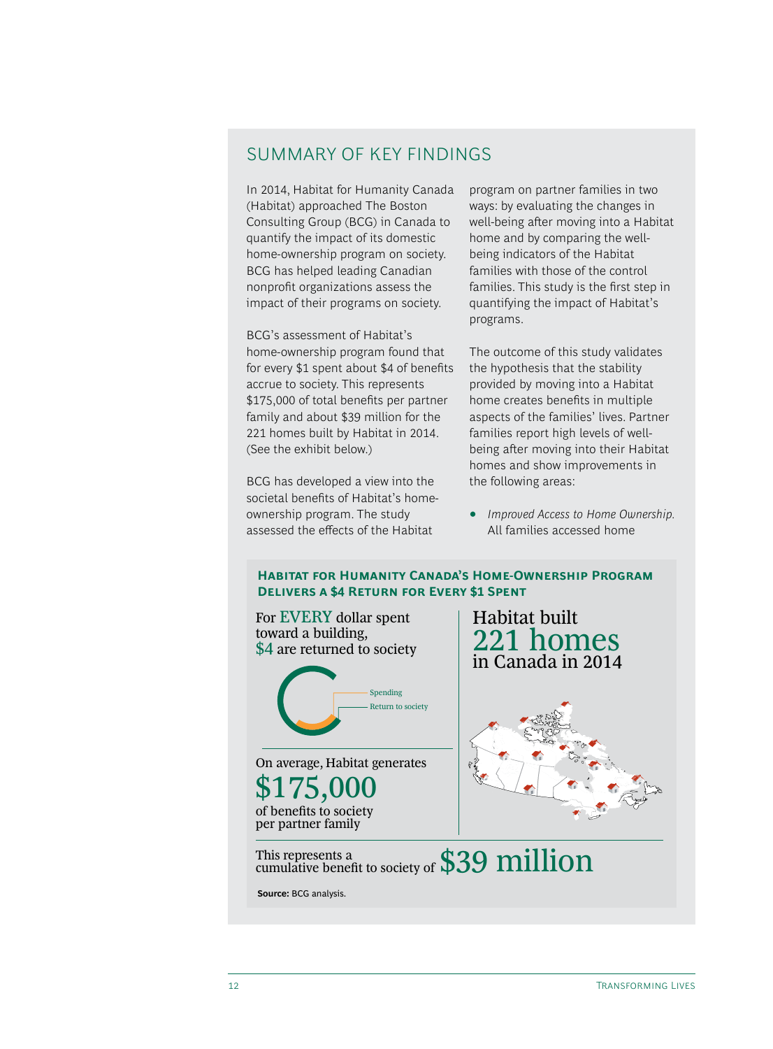## SUMMARY OF KEY FINDINGS

In 2014, Habitat for Humanity Canada (Habitat) approached The Boston Consulting Group (BCG) in Canada to quantify the impact of its domestic home-ownership program on society. BCG has helped leading Canadian nonprofit organizations assess the impact of their programs on society.

BCG's assessment of Habitat's home-ownership program found that for every $1 spent about $4 of benefits accrue to society. This represents $175,000 of total benefits per partner family and about $39 million for the 221 homes built by Habitat in 2014. (See the exhibit below.)

BCG has developed a view into the societal benefits of Habitat's home-ownership program. The study assessed the effects of the Habitat program on partner families in two ways: by evaluating the changes in well-being after moving into a Habitat home and by comparing the well-being indicators of the Habitat families with those of the control families. This study is the first step in quantifying the impact of Habitat's programs.

The outcome of this study validates the hypothesis that the stability provided by moving into a Habitat home creates benefits in multiple aspects of the families' lives. Partner families report high levels of well-being after moving into their Habitat homes and show improvements in the following areas:

- *Improved Access to Home Ownership.* All families accessed home

**Habitat for Humanity Canada's Home-Ownership Program Delivers a $4 Return for Every $1 Spent**

For EVERY dollar spent toward a building, $4 are returned to society

Spending
Return to society

On average, Habitat generates **$175,000** of benefits to society per partner family

Habitat built **221 homes** in Canada in 2014

This represents a cumulative benefit to society of **$39 million**

**Source:** BCG analysis.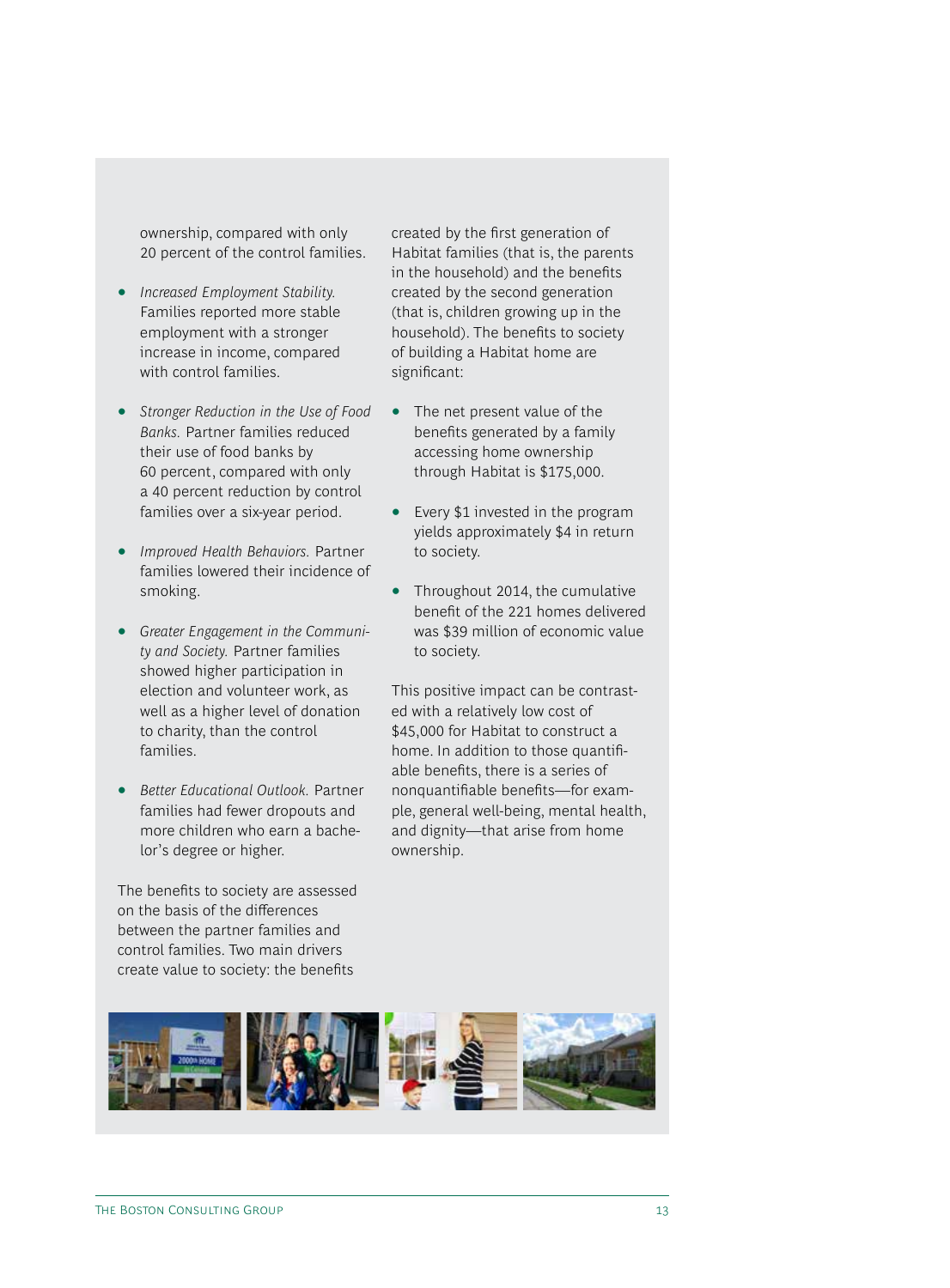ownership, compared with only 20 percent of the control families.

- *Increased Employment Stability.* Families reported more stable employment with a stronger increase in income, compared with control families.
- *Stronger Reduction in the Use of Food Banks.* Partner families reduced their use of food banks by 60 percent, compared with only a 40 percent reduction by control families over a six-year period.
- *Improved Health Behaviors.* Partner families lowered their incidence of smoking.
- *Greater Engagement in the Community and Society.* Partner families showed higher participation in election and volunteer work, as well as a higher level of donation to charity, than the control families.
- *Better Educational Outlook.* Partner families had fewer dropouts and more children who earn a bachelor's degree or higher.

The benefits to society are assessed on the basis of the differences between the partner families and control families. Two main drivers create value to society: the benefits created by the first generation of Habitat families (that is, the parents in the household) and the benefits created by the second generation (that is, children growing up in the household). The benefits to society of building a Habitat home are significant:

- The net present value of the benefits generated by a family accessing home ownership through Habitat is $175,000.
- Every $1 invested in the program yields approximately $4 in return to society.
- Throughout 2014, the cumulative benefit of the 221 homes delivered was $39 million of economic value to society.

This positive impact can be contrasted with a relatively low cost of $45,000 for Habitat to construct a home. In addition to those quantifiable benefits, there is a series of nonquantifiable benefits—for example, general well-being, mental health, and dignity—that arise from home ownership.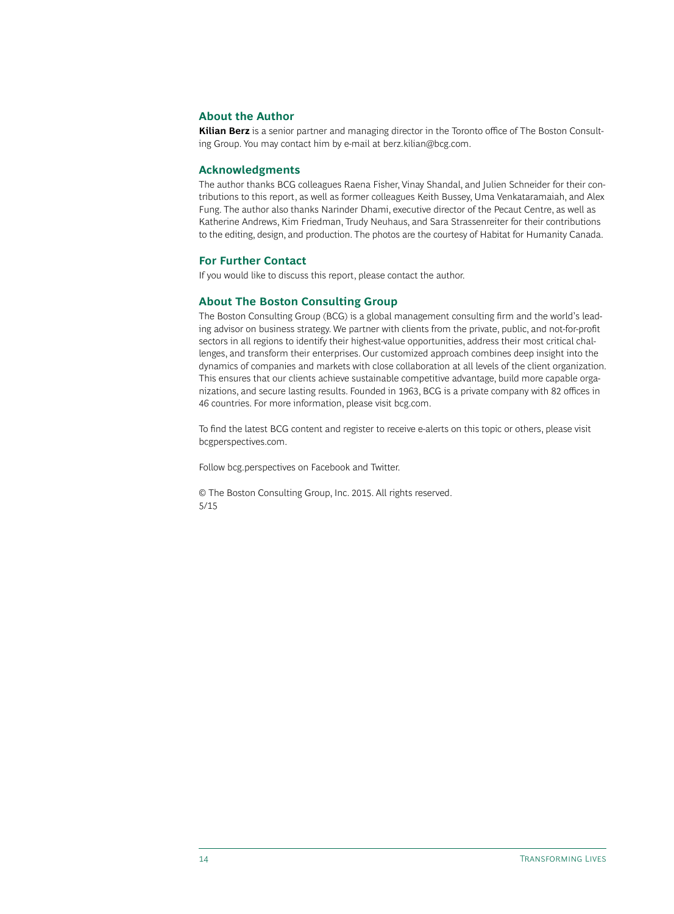## About the Author

**Kilian Berz** is a senior partner and managing director in the Toronto office of The Boston Consulting Group. You may contact him by e-mail at berz.kilian@bcg.com.

## Acknowledgments

The author thanks BCG colleagues Raena Fisher, Vinay Shandal, and Julien Schneider for their contributions to this report, as well as former colleagues Keith Bussey, Uma Venkataramaiah, and Alex Fung. The author also thanks Narinder Dhami, executive director of the Pecaut Centre, as well as Katherine Andrews, Kim Friedman, Trudy Neuhaus, and Sara Strassenreiter for their contributions to the editing, design, and production. The photos are the courtesy of Habitat for Humanity Canada.

## For Further Contact

If you would like to discuss this report, please contact the author.

## About The Boston Consulting Group

The Boston Consulting Group (BCG) is a global management consulting firm and the world's leading advisor on business strategy. We partner with clients from the private, public, and not-for-profit sectors in all regions to identify their highest-value opportunities, address their most critical challenges, and transform their enterprises. Our customized approach combines deep insight into the dynamics of companies and markets with close collaboration at all levels of the client organization. This ensures that our clients achieve sustainable competitive advantage, build more capable organizations, and secure lasting results. Founded in 1963, BCG is a private company with 82 offices in 46 countries. For more information, please visit bcg.com.

To find the latest BCG content and register to receive e-alerts on this topic or others, please visit bcgperspectives.com.

Follow bcg.perspectives on Facebook and Twitter.

© The Boston Consulting Group, Inc. 2015. All rights reserved.
5/15